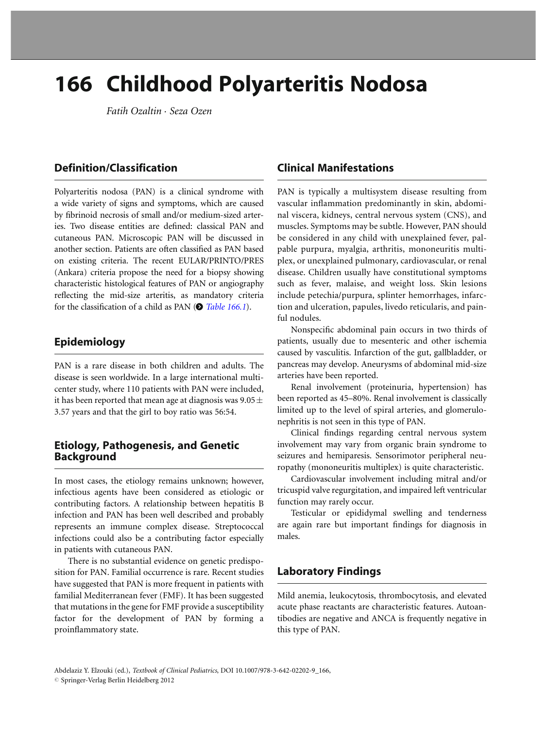# 166 Childhood Polyarteritis Nodosa

*Fatih Ozaltin · Seza Ozen*

## Definition/Classification

Polyarteritis nodosa (PAN) is a clinical syndrome with a wide variety of signs and symptoms, which are caused by fibrinoid necrosis of small and/or medium-sized arteries. Two disease entities are defined: classical PAN and cutaneous PAN. Microscopic PAN will be discussed in another section. Patients are often classified as PAN based on existing criteria. The recent EULAR/PRINTO/PRES (Ankara) criteria propose the need for a biopsy showing characteristic histological features of PAN or angiography reflecting the mid-size arteritis, as mandatory criteria for the classification of a child as PAN (➲ *Table 166.1*).

## Epidemiology

PAN is a rare disease in both children and adults. The disease is seen worldwide. In a large international multicenter study, where 110 patients with PAN were included, it has been reported that mean age at diagnosis was $9.05 \pm 3.57$ years and that the girl to boy ratio was 56:54.

## Etiology, Pathogenesis, and Genetic Background

In most cases, the etiology remains unknown; however, infectious agents have been considered as etiologic or contributing factors. A relationship between hepatitis B infection and PAN has been well described and probably represents an immune complex disease. Streptococcal infections could also be a contributing factor especially in patients with cutaneous PAN.

There is no substantial evidence on genetic predisposition for PAN. Familial occurrence is rare. Recent studies have suggested that PAN is more frequent in patients with familial Mediterranean fever (FMF). It has been suggested that mutations in the gene for FMF provide a susceptibility factor for the development of PAN by forming a proinflammatory state.

## Clinical Manifestations

PAN is typically a multisystem disease resulting from vascular inflammation predominantly in skin, abdominal viscera, kidneys, central nervous system (CNS), and muscles. Symptoms may be subtle. However, PAN should be considered in any child with unexplained fever, palpable purpura, myalgia, arthritis, mononeuritis multiplex, or unexplained pulmonary, cardiovascular, or renal disease. Children usually have constitutional symptoms such as fever, malaise, and weight loss. Skin lesions include petechia/purpura, splinter hemorrhages, infarction and ulceration, papules, livedo reticularis, and painful nodules.

Nonspecific abdominal pain occurs in two thirds of patients, usually due to mesenteric and other ischemia caused by vasculitis. Infarction of the gut, gallbladder, or pancreas may develop. Aneurysms of abdominal mid-size arteries have been reported.

Renal involvement (proteinuria, hypertension) has been reported as 45–80%. Renal involvement is classically limited up to the level of spiral arteries, and glomerulonephritis is not seen in this type of PAN.

Clinical findings regarding central nervous system involvement may vary from organic brain syndrome to seizures and hemiparesis. Sensorimotor peripheral neuropathy (mononeuritis multiplex) is quite characteristic.

Cardiovascular involvement including mitral and/or tricuspid valve regurgitation, and impaired left ventricular function may rarely occur.

Testicular or epididymal swelling and tenderness are again rare but important findings for diagnosis in males.

## Laboratory Findings

Mild anemia, leukocytosis, thrombocytosis, and elevated acute phase reactants are characteristic features. Autoantibodies are negative and ANCA is frequently negative in this type of PAN.

Abdelaziz Y. Elzouki (ed.), *Textbook of Clinical Pediatrics*, DOI 10.1007/978-3-642-02202-9_166,
© Springer-Verlag Berlin Heidelberg 2012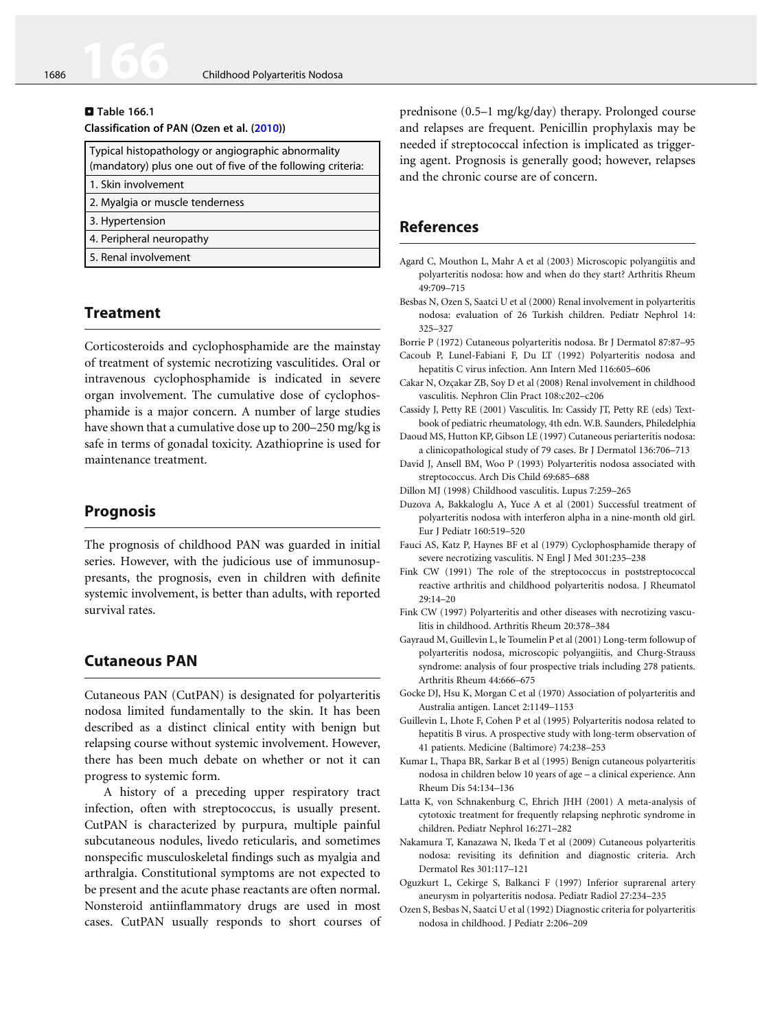**Table 166.1**
**Classification of PAN (Ozen et al. (2010))**

| |
|---|
| Typical histopathology or angiographic abnormality (mandatory) plus one out of five of the following criteria: |
| 1. Skin involvement |
| 2. Myalgia or muscle tenderness |
| 3. Hypertension |
| 4. Peripheral neuropathy |
| 5. Renal involvement |

## Treatment

Corticosteroids and cyclophosphamide are the mainstay of treatment of systemic necrotizing vasculitides. Oral or intravenous cyclophosphamide is indicated in severe organ involvement. The cumulative dose of cyclophosphamide is a major concern. A number of large studies have shown that a cumulative dose up to 200–250 mg/kg is safe in terms of gonadal toxicity. Azathioprine is used for maintenance treatment.

## Prognosis

The prognosis of childhood PAN was guarded in initial series. However, with the judicious use of immunosuppresants, the prognosis, even in children with definite systemic involvement, is better than adults, with reported survival rates.

## Cutaneous PAN

Cutaneous PAN (CutPAN) is designated for polyarteritis nodosa limited fundamentally to the skin. It has been described as a distinct clinical entity with benign but relapsing course without systemic involvement. However, there has been much debate on whether or not it can progress to systemic form.

A history of a preceding upper respiratory tract infection, often with streptococcus, is usually present. CutPAN is characterized by purpura, multiple painful subcutaneous nodules, livedo reticularis, and sometimes nonspecific musculoskeletal findings such as myalgia and arthralgia. Constitutional symptoms are not expected to be present and the acute phase reactants are often normal. Nonsteroid antiinflammatory drugs are used in most cases. CutPAN usually responds to short courses of prednisone (0.5–1 mg/kg/day) therapy. Prolonged course and relapses are frequent. Penicillin prophylaxis may be needed if streptococcal infection is implicated as triggering agent. Prognosis is generally good; however, relapses and the chronic course are of concern.

## References

Agard C, Mouthon L, Mahr A et al (2003) Microscopic polyangiitis and polyarteritis nodosa: how and when do they start? Arthritis Rheum 49:709–715

Besbas N, Ozen S, Saatci U et al (2000) Renal involvement in polyarteritis nodosa: evaluation of 26 Turkish children. Pediatr Nephrol 14: 325–327

Borrie P (1972) Cutaneous polyarteritis nodosa. Br J Dermatol 87:87–95

Cacoub P, Lunel-Fabiani F, Du LT (1992) Polyarteritis nodosa and hepatitis C virus infection. Ann Intern Med 116:605–606

Cakar N, Ozçakar ZB, Soy D et al (2008) Renal involvement in childhood vasculitis. Nephron Clin Pract 108:c202–c206

Cassidy J, Petty RE (2001) Vasculitis. In: Cassidy JT, Petty RE (eds) Textbook of pediatric rheumatology, 4th edn. W.B. Saunders, Philedelphia

Daoud MS, Hutton KP, Gibson LE (1997) Cutaneous periarteritis nodosa: a clinicopathological study of 79 cases. Br J Dermatol 136:706–713

David J, Ansell BM, Woo P (1993) Polyarteritis nodosa associated with streptococcus. Arch Dis Child 69:685–688

Dillon MJ (1998) Childhood vasculitis. Lupus 7:259–265

Duzova A, Bakkaloglu A, Yuce A et al (2001) Successful treatment of polyarteritis nodosa with interferon alpha in a nine-month old girl. Eur J Pediatr 160:519–520

Fauci AS, Katz P, Haynes BF et al (1979) Cyclophosphamide therapy of severe necrotizing vasculitis. N Engl J Med 301:235–238

Fink CW (1991) The role of the streptococcus in poststreptococcal reactive arthritis and childhood polyarteritis nodosa. J Rheumatol 29:14–20

Fink CW (1997) Polyarteritis and other diseases with necrotizing vasculitis in childhood. Arthritis Rheum 20:378–384

Gayraud M, Guillevin L, le Toumelin P et al (2001) Long-term followup of polyarteritis nodosa, microscopic polyangiitis, and Churg-Strauss syndrome: analysis of four prospective trials including 278 patients. Arthritis Rheum 44:666–675

Gocke DJ, Hsu K, Morgan C et al (1970) Association of polyarteritis and Australia antigen. Lancet 2:1149–1153

Guillevin L, Lhote F, Cohen P et al (1995) Polyarteritis nodosa related to hepatitis B virus. A prospective study with long-term observation of 41 patients. Medicine (Baltimore) 74:238–253

Kumar L, Thapa BR, Sarkar B et al (1995) Benign cutaneous polyarteritis nodosa in children below 10 years of age – a clinical experience. Ann Rheum Dis 54:134–136

Latta K, von Schnakenburg C, Ehrich JHH (2001) A meta-analysis of cytotoxic treatment for frequently relapsing nephrotic syndrome in children. Pediatr Nephrol 16:271–282

Nakamura T, Kanazawa N, Ikeda T et al (2009) Cutaneous polyarteritis nodosa: revisiting its definition and diagnostic criteria. Arch Dermatol Res 301:117–121

Oguzkurt L, Cekirge S, Balkanci F (1997) Inferior suprarenal artery aneurysm in polyarteritis nodosa. Pediatr Radiol 27:234–235

Ozen S, Besbas N, Saatci U et al (1992) Diagnostic criteria for polyarteritis nodosa in childhood. J Pediatr 2:206–209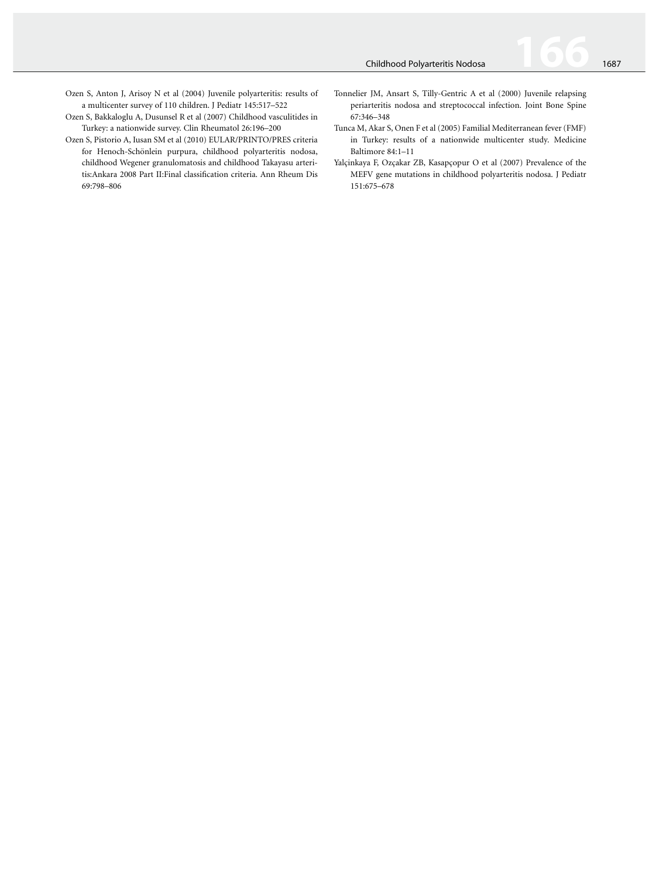Ozen S, Anton J, Arisoy N et al (2004) Juvenile polyarteritis: results of a multicenter survey of 110 children. J Pediatr 145:517–522

Ozen S, Bakkaloglu A, Dusunsel R et al (2007) Childhood vasculitides in Turkey: a nationwide survey. Clin Rheumatol 26:196–200

Ozen S, Pistorio A, Iusan SM et al (2010) EULAR/PRINTO/PRES criteria for Henoch-Schönlein purpura, childhood polyarteritis nodosa, childhood Wegener granulomatosis and childhood Takayasu arteritis:Ankara 2008 Part II:Final classification criteria. Ann Rheum Dis 69:798–806

Tonnelier JM, Ansart S, Tilly-Gentric A et al (2000) Juvenile relapsing periarteritis nodosa and streptococcal infection. Joint Bone Spine 67:346–348

Tunca M, Akar S, Onen F et al (2005) Familial Mediterranean fever (FMF) in Turkey: results of a nationwide multicenter study. Medicine Baltimore 84:1–11

Yalçinkaya F, Ozçakar ZB, Kasapçopur O et al (2007) Prevalence of the MEFV gene mutations in childhood polyarteritis nodosa. J Pediatr 151:675–678